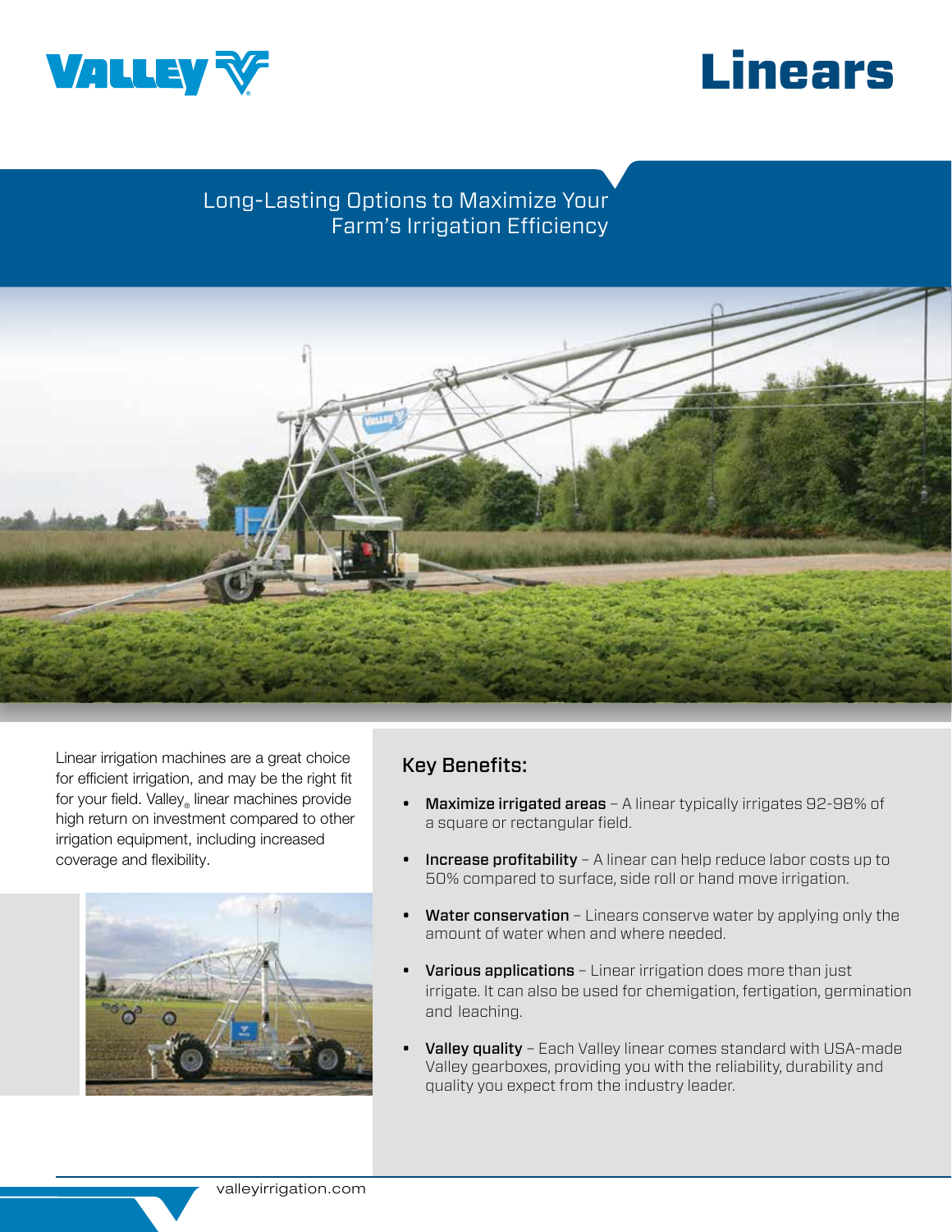# Linears

## Long-Lasting Options to Maximize Your Farm's Irrigation Efficiency

Linear irrigation machines are a great choice for efficient irrigation, and may be the right fit for your field. Valley® linear machines provide high return on investment compared to other irrigation equipment, including increased coverage and flexibility.

### Key Benefits:

- **Maximize irrigated areas** – A linear typically irrigates 92-98% of a square or rectangular field.
- **Increase profitability** – A linear can help reduce labor costs up to 50% compared to surface, side roll or hand move irrigation.
- **Water conservation** – Linears conserve water by applying only the amount of water when and where needed.
- **Various applications** – Linear irrigation does more than just irrigate. It can also be used for chemigation, fertigation, germination and leaching.
- **Valley quality** – Each Valley linear comes standard with USA-made Valley gearboxes, providing you with the reliability, durability and quality you expect from the industry leader.

valleyirrigation.com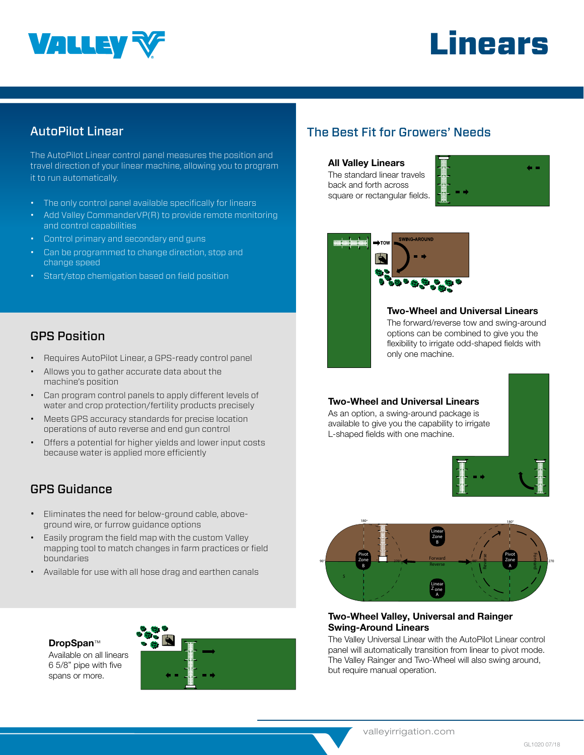# Linears

## AutoPilot Linear

The AutoPilot Linear control panel measures the position and travel direction of your linear machine, allowing you to program it to run automatically.

- The only control panel available specifically for linears
- Add Valley CommanderVP(R) to provide remote monitoring and control capabilities
- Control primary and secondary end guns
- Can be programmed to change direction, stop and change speed
- Start/stop chemigation based on field position

## GPS Position

- Requires AutoPilot Linear, a GPS-ready control panel
- Allows you to gather accurate data about the machine's position
- Can program control panels to apply different levels of water and crop protection/fertility products precisely
- Meets GPS accuracy standards for precise location operations of auto reverse and end gun control
- Offers a potential for higher yields and lower input costs because water is applied more efficiently

## GPS Guidance

- Eliminates the need for below-ground cable, above-ground wire, or furrow guidance options
- Easily program the field map with the custom Valley mapping tool to match changes in farm practices or field boundaries
- Available for use with all hose drag and earthen canals

**DropSpan™**
Available on all linears 6 5/8" pipe with five spans or more.

## The Best Fit for Growers' Needs

**All Valley Linears**
The standard linear travels back and forth across square or rectangular fields.

TOW
SWING-AROUND

**Two-Wheel and Universal Linears**
The forward/reverse tow and swing-around options can be combined to give you the flexibility to irrigate odd-shaped fields with only one machine.

**Two-Wheel and Universal Linears**
As an option, a swing-around package is available to give you the capability to irrigate L-shaped fields with one machine.

180°
180°
Linear Zone B
Pivot Zone B
90°
270°
Forward
Reverse
Reverse
90°
Pivot Zone A
Forward
270
5
Linear Zone A

**Two-Wheel Valley, Universal and Rainger Swing-Around Linears**
The Valley Universal Linear with the AutoPilot Linear control panel will automatically transition from linear to pivot mode. The Valley Rainger and Two-Wheel will also swing around, but require manual operation.

valleyirrigation.com

GL1020 07/18